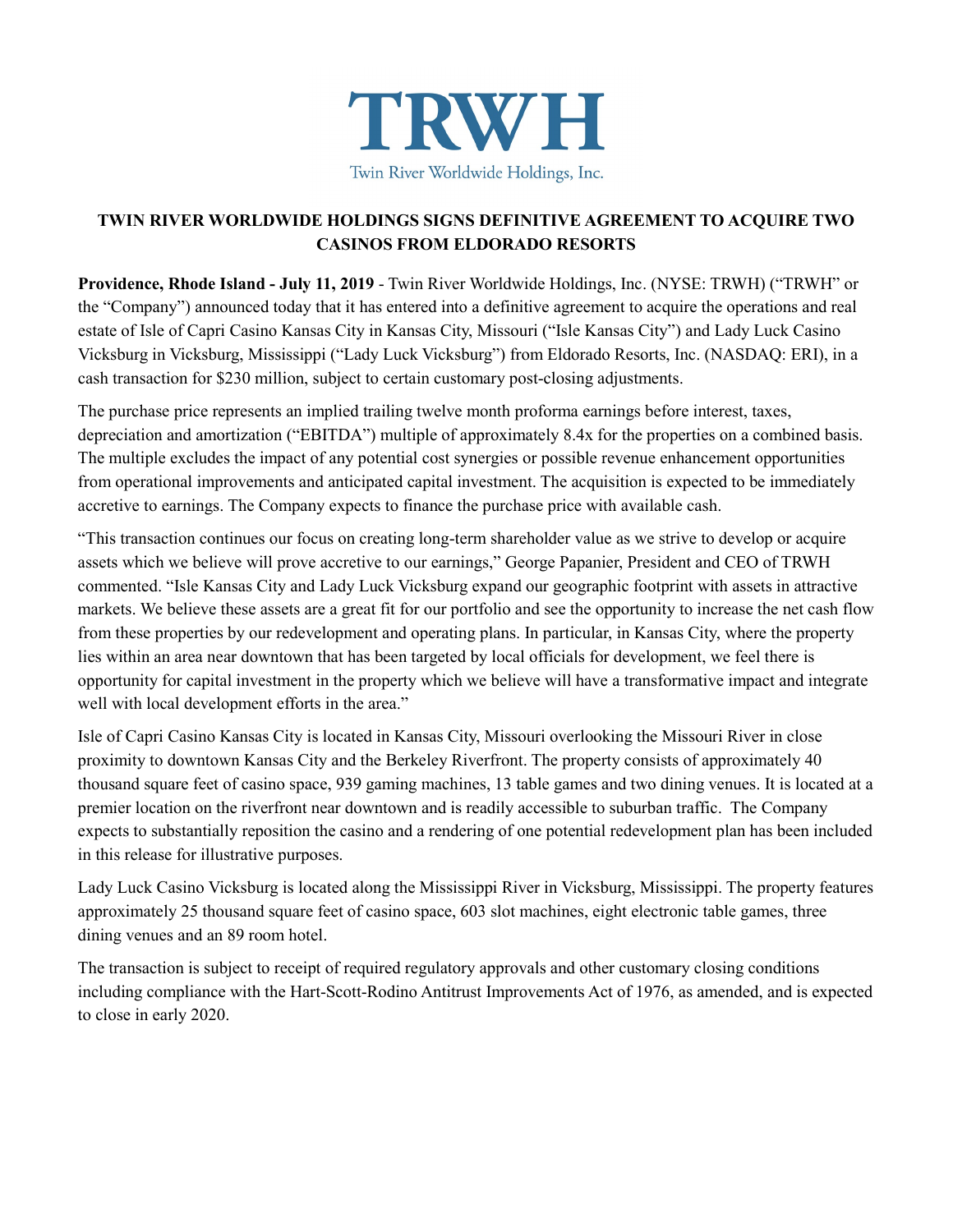**TRWH**

Twin River Worldwide Holdings, Inc.

# TWIN RIVER WORLDWIDE HOLDINGS SIGNS DEFINITIVE AGREEMENT TO ACQUIRE TWO CASINOS FROM ELDORADO RESORTS

**Providence, Rhode Island - July 11, 2019** - Twin River Worldwide Holdings, Inc. (NYSE: TRWH) ("TRWH" or the "Company") announced today that it has entered into a definitive agreement to acquire the operations and real estate of Isle of Capri Casino Kansas City in Kansas City, Missouri ("Isle Kansas City") and Lady Luck Casino Vicksburg in Vicksburg, Mississippi ("Lady Luck Vicksburg") from Eldorado Resorts, Inc. (NASDAQ: ERI), in a cash transaction for $230 million, subject to certain customary post-closing adjustments.

The purchase price represents an implied trailing twelve month proforma earnings before interest, taxes, depreciation and amortization ("EBITDA") multiple of approximately 8.4x for the properties on a combined basis. The multiple excludes the impact of any potential cost synergies or possible revenue enhancement opportunities from operational improvements and anticipated capital investment. The acquisition is expected to be immediately accretive to earnings. The Company expects to finance the purchase price with available cash.

"This transaction continues our focus on creating long-term shareholder value as we strive to develop or acquire assets which we believe will prove accretive to our earnings," George Papanier, President and CEO of TRWH commented. "Isle Kansas City and Lady Luck Vicksburg expand our geographic footprint with assets in attractive markets. We believe these assets are a great fit for our portfolio and see the opportunity to increase the net cash flow from these properties by our redevelopment and operating plans. In particular, in Kansas City, where the property lies within an area near downtown that has been targeted by local officials for development, we feel there is opportunity for capital investment in the property which we believe will have a transformative impact and integrate well with local development efforts in the area."

Isle of Capri Casino Kansas City is located in Kansas City, Missouri overlooking the Missouri River in close proximity to downtown Kansas City and the Berkeley Riverfront. The property consists of approximately 40 thousand square feet of casino space, 939 gaming machines, 13 table games and two dining venues. It is located at a premier location on the riverfront near downtown and is readily accessible to suburban traffic. The Company expects to substantially reposition the casino and a rendering of one potential redevelopment plan has been included in this release for illustrative purposes.

Lady Luck Casino Vicksburg is located along the Mississippi River in Vicksburg, Mississippi. The property features approximately 25 thousand square feet of casino space, 603 slot machines, eight electronic table games, three dining venues and an 89 room hotel.

The transaction is subject to receipt of required regulatory approvals and other customary closing conditions including compliance with the Hart-Scott-Rodino Antitrust Improvements Act of 1976, as amended, and is expected to close in early 2020.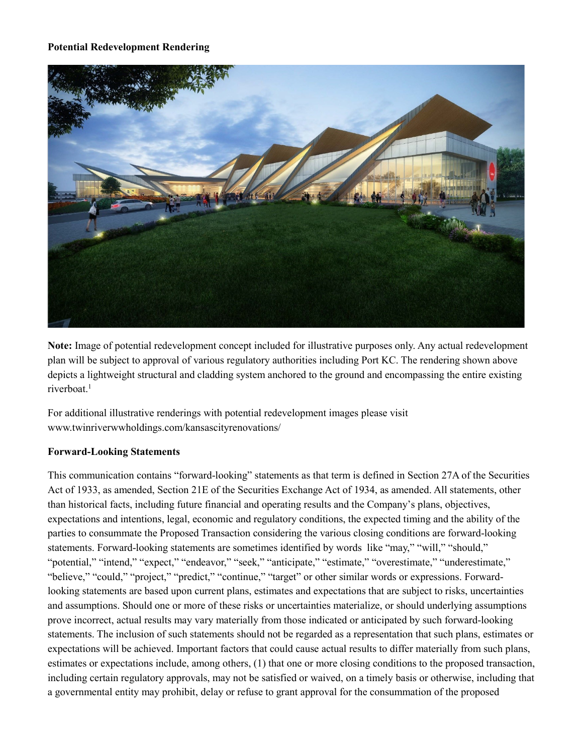**Potential Redevelopment Rendering**

**Note:** Image of potential redevelopment concept included for illustrative purposes only. Any actual redevelopment plan will be subject to approval of various regulatory authorities including Port KC. The rendering shown above depicts a lightweight structural and cladding system anchored to the ground and encompassing the entire existing riverboat.[1]

For additional illustrative renderings with potential redevelopment images please visit www.twinriverwwholdings.com/kansascityrenovations/

**Forward-Looking Statements**

This communication contains "forward-looking" statements as that term is defined in Section 27A of the Securities Act of 1933, as amended, Section 21E of the Securities Exchange Act of 1934, as amended. All statements, other than historical facts, including future financial and operating results and the Company's plans, objectives, expectations and intentions, legal, economic and regulatory conditions, the expected timing and the ability of the parties to consummate the Proposed Transaction considering the various closing conditions are forward-looking statements. Forward-looking statements are sometimes identified by words like "may," "will," "should," "potential," "intend," "expect," "endeavor," "seek," "anticipate," "estimate," "overestimate," "underestimate," "believe," "could," "project," "predict," "continue," "target" or other similar words or expressions. Forward-looking statements are based upon current plans, estimates and expectations that are subject to risks, uncertainties and assumptions. Should one or more of these risks or uncertainties materialize, or should underlying assumptions prove incorrect, actual results may vary materially from those indicated or anticipated by such forward-looking statements. The inclusion of such statements should not be regarded as a representation that such plans, estimates or expectations will be achieved. Important factors that could cause actual results to differ materially from such plans, estimates or expectations include, among others, (1) that one or more closing conditions to the proposed transaction, including certain regulatory approvals, may not be satisfied or waived, on a timely basis or otherwise, including that a governmental entity may prohibit, delay or refuse to grant approval for the consummation of the proposed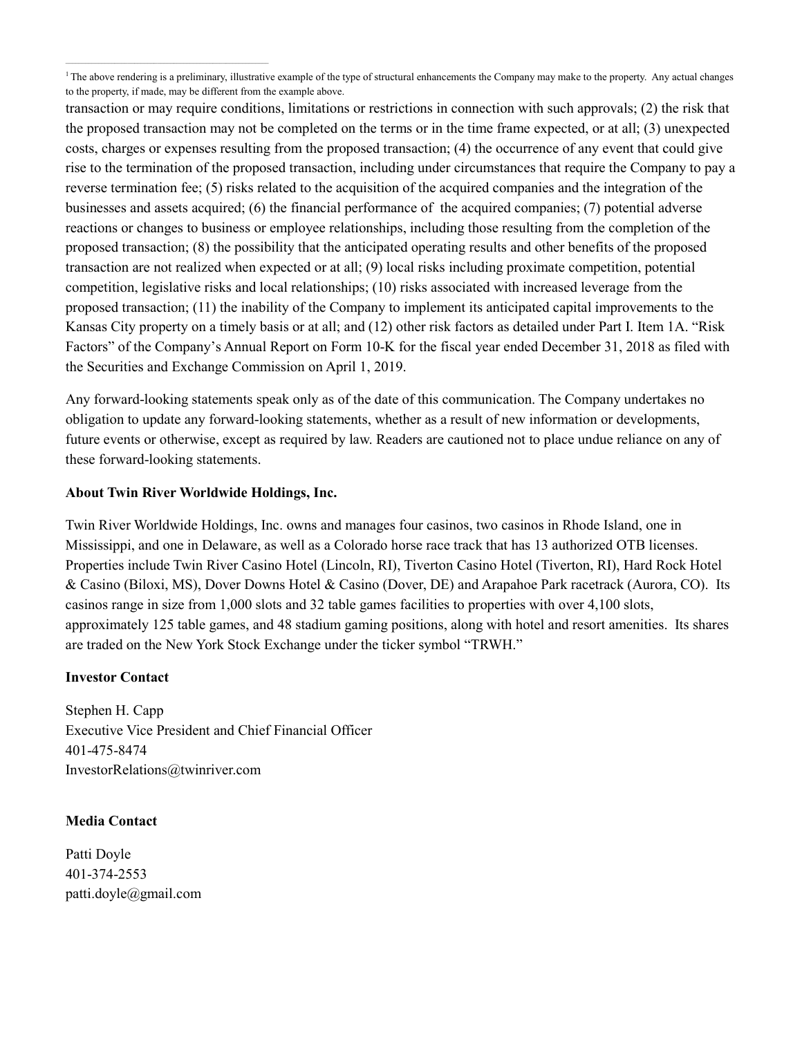[1] The above rendering is a preliminary, illustrative example of the type of structural enhancements the Company may make to the property. Any actual changes to the property, if made, may be different from the example above.

transaction or may require conditions, limitations or restrictions in connection with such approvals; (2) the risk that the proposed transaction may not be completed on the terms or in the time frame expected, or at all; (3) unexpected costs, charges or expenses resulting from the proposed transaction; (4) the occurrence of any event that could give rise to the termination of the proposed transaction, including under circumstances that require the Company to pay a reverse termination fee; (5) risks related to the acquisition of the acquired companies and the integration of the businesses and assets acquired; (6) the financial performance of the acquired companies; (7) potential adverse reactions or changes to business or employee relationships, including those resulting from the completion of the proposed transaction; (8) the possibility that the anticipated operating results and other benefits of the proposed transaction are not realized when expected or at all; (9) local risks including proximate competition, potential competition, legislative risks and local relationships; (10) risks associated with increased leverage from the proposed transaction; (11) the inability of the Company to implement its anticipated capital improvements to the Kansas City property on a timely basis or at all; and (12) other risk factors as detailed under Part I. Item 1A. "Risk Factors" of the Company's Annual Report on Form 10-K for the fiscal year ended December 31, 2018 as filed with the Securities and Exchange Commission on April 1, 2019.

Any forward-looking statements speak only as of the date of this communication. The Company undertakes no obligation to update any forward-looking statements, whether as a result of new information or developments, future events or otherwise, except as required by law. Readers are cautioned not to place undue reliance on any of these forward-looking statements.

**About Twin River Worldwide Holdings, Inc.**

Twin River Worldwide Holdings, Inc. owns and manages four casinos, two casinos in Rhode Island, one in Mississippi, and one in Delaware, as well as a Colorado horse race track that has 13 authorized OTB licenses. Properties include Twin River Casino Hotel (Lincoln, RI), Tiverton Casino Hotel (Tiverton, RI), Hard Rock Hotel & Casino (Biloxi, MS), Dover Downs Hotel & Casino (Dover, DE) and Arapahoe Park racetrack (Aurora, CO). Its casinos range in size from 1,000 slots and 32 table games facilities to properties with over 4,100 slots, approximately 125 table games, and 48 stadium gaming positions, along with hotel and resort amenities. Its shares are traded on the New York Stock Exchange under the ticker symbol "TRWH."

**Investor Contact**

Stephen H. Capp
Executive Vice President and Chief Financial Officer
401-475-8474
InvestorRelations@twinriver.com

**Media Contact**

Patti Doyle
401-374-2553
patti.doyle@gmail.com